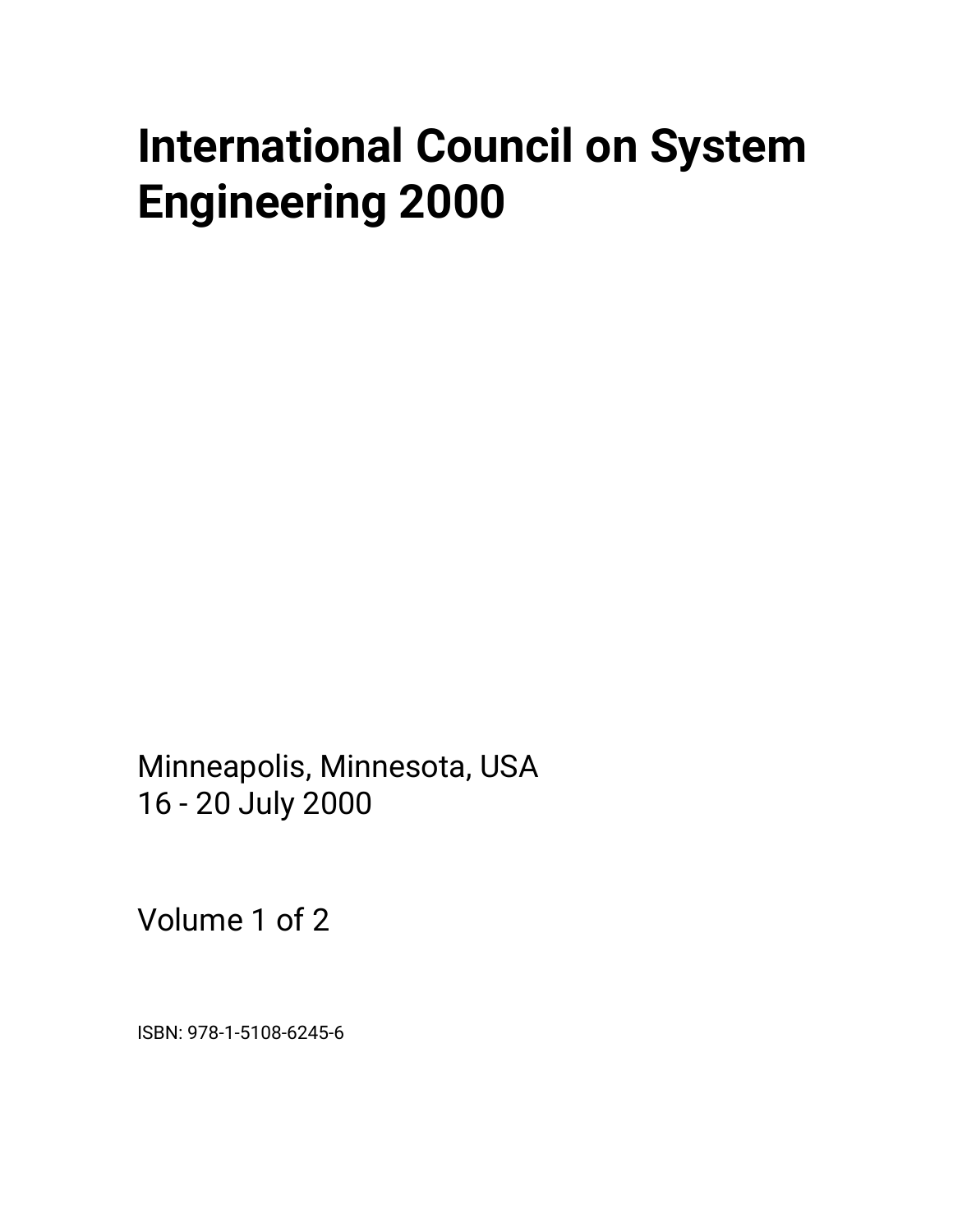# International Council on System Engineering 2000

Minneapolis, Minnesota, USA
16 - 20 July 2000

Volume 1 of 2

ISBN: 978-1-5108-6245-6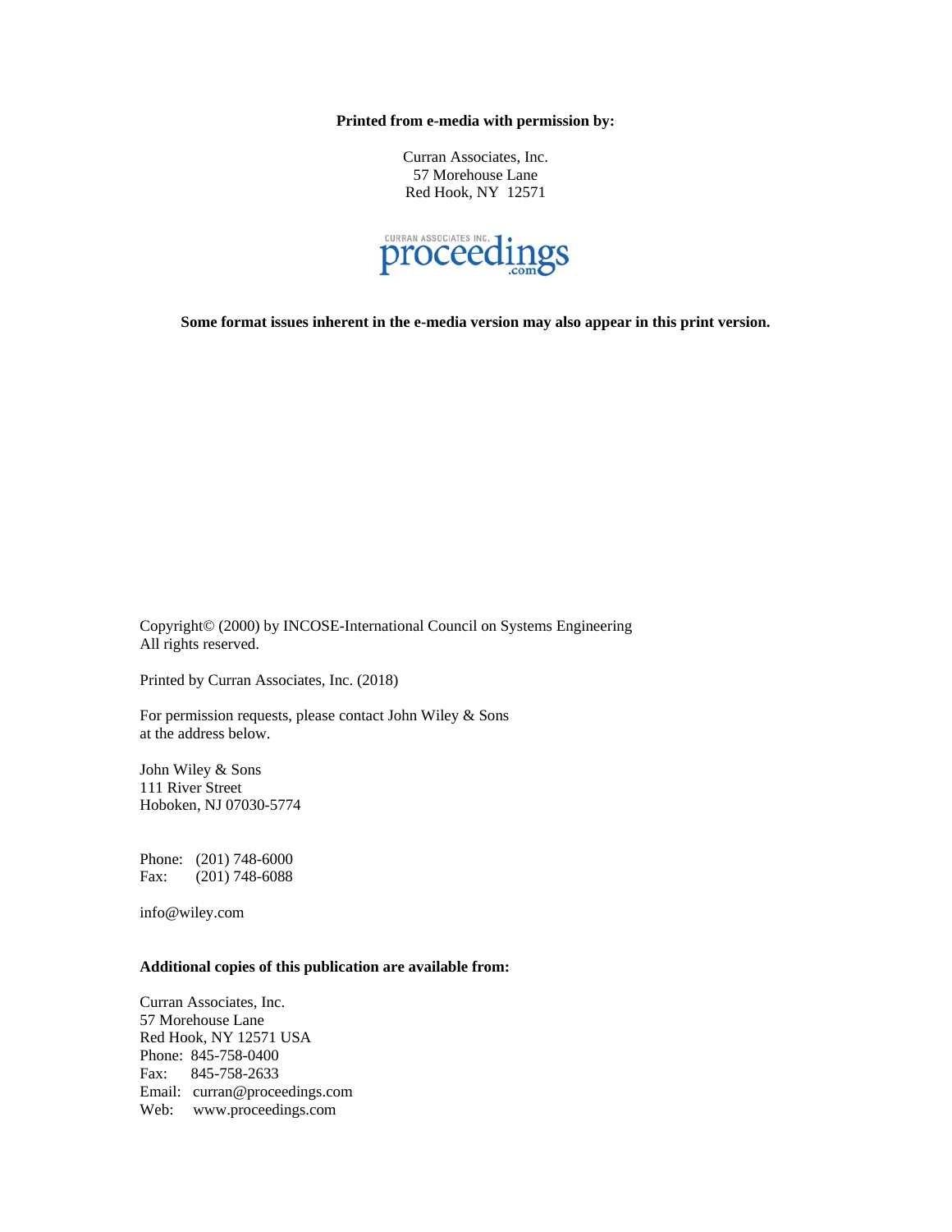**Printed from e-media with permission by:**

Curran Associates, Inc.
57 Morehouse Lane
Red Hook, NY 12571

CURRAN ASSOCIATES INC. proceedings.com

**Some format issues inherent in the e-media version may also appear in this print version.**

Copyright© (2000) by INCOSE-International Council on Systems Engineering
All rights reserved.

Printed by Curran Associates, Inc. (2018)

For permission requests, please contact John Wiley & Sons
at the address below.

John Wiley & Sons
111 River Street
Hoboken, NJ 07030-5774

Phone: (201) 748-6000
Fax: (201) 748-6088

info@wiley.com

**Additional copies of this publication are available from:**

Curran Associates, Inc.
57 Morehouse Lane
Red Hook, NY 12571 USA
Phone: 845-758-0400
Fax: 845-758-2633
Email: curran@proceedings.com
Web: www.proceedings.com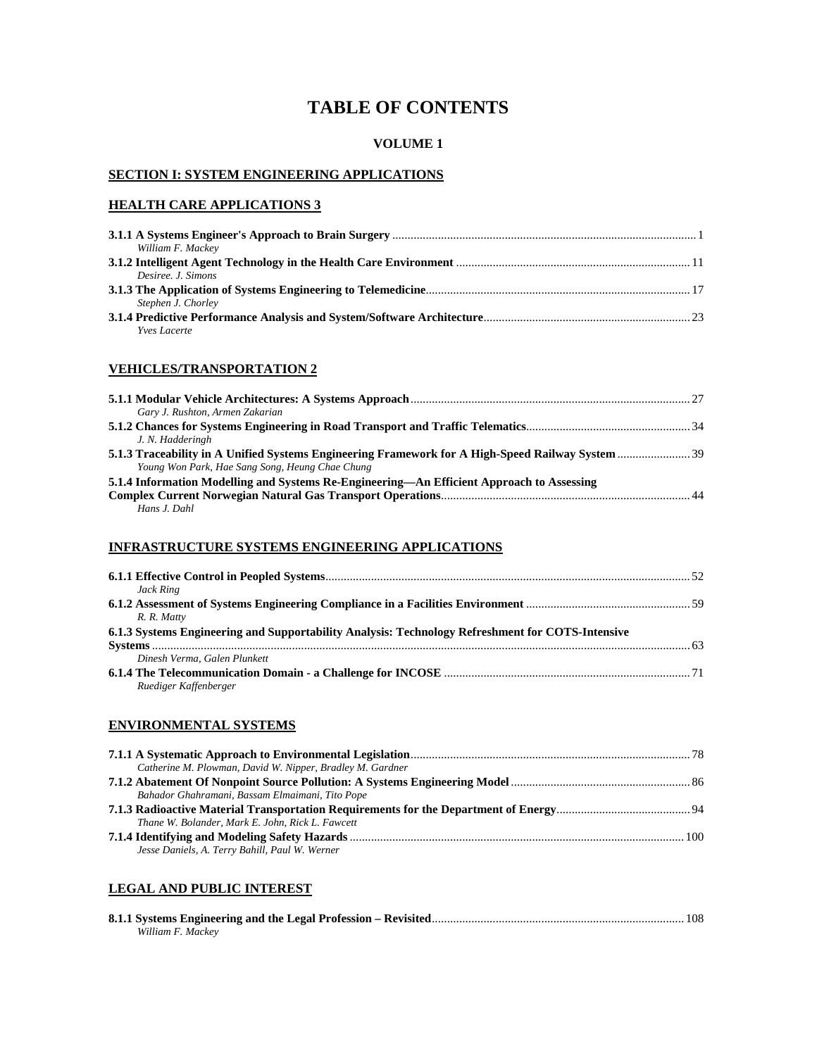# TABLE OF CONTENTS

### VOLUME 1

## SECTION I: SYSTEM ENGINEERING APPLICATIONS

## HEALTH CARE APPLICATIONS 3

**3.1.1 A Systems Engineer's Approach to Brain Surgery** ........ 1
*William F. Mackey*

**3.1.2 Intelligent Agent Technology in the Health Care Environment** ........ 11
*Desiree. J. Simons*

**3.1.3 The Application of Systems Engineering to Telemedicine** ........ 17
*Stephen J. Chorley*

**3.1.4 Predictive Performance Analysis and System/Software Architecture** ........ 23
*Yves Lacerte*

## VEHICLES/TRANSPORTATION 2

**5.1.1 Modular Vehicle Architectures: A Systems Approach** ........ 27
*Gary J. Rushton, Armen Zakarian*

**5.1.2 Chances for Systems Engineering in Road Transport and Traffic Telematics** ........ 34
*J. N. Hadderingh*

**5.1.3 Traceability in A Unified Systems Engineering Framework for A High-Speed Railway System** ........ 39
*Young Won Park, Hae Sang Song, Heung Chae Chung*

**5.1.4 Information Modelling and Systems Re-Engineering—An Efficient Approach to Assessing Complex Current Norwegian Natural Gas Transport Operations** ........ 44
*Hans J. Dahl*

## INFRASTRUCTURE SYSTEMS ENGINEERING APPLICATIONS

**6.1.1 Effective Control in Peopled Systems** ........ 52
*Jack Ring*

**6.1.2 Assessment of Systems Engineering Compliance in a Facilities Environment** ........ 59
*R. R. Matty*

**6.1.3 Systems Engineering and Supportability Analysis: Technology Refreshment for COTS-Intensive Systems** ........ 63
*Dinesh Verma, Galen Plunkett*

**6.1.4 The Telecommunication Domain - a Challenge for INCOSE** ........ 71
*Ruediger Kaffenberger*

## ENVIRONMENTAL SYSTEMS

**7.1.1 A Systematic Approach to Environmental Legislation** ........ 78
*Catherine M. Plowman, David W. Nipper, Bradley M. Gardner*

**7.1.2 Abatement Of Nonpoint Source Pollution: A Systems Engineering Model** ........ 86
*Bahador Ghahramani, Bassam Elmaimani, Tito Pope*

**7.1.3 Radioactive Material Transportation Requirements for the Department of Energy** ........ 94
*Thane W. Bolander, Mark E. John, Rick L. Fawcett*

**7.1.4 Identifying and Modeling Safety Hazards** ........ 100
*Jesse Daniels, A. Terry Bahill, Paul W. Werner*

## LEGAL AND PUBLIC INTEREST

**8.1.1 Systems Engineering and the Legal Profession – Revisited** ........ 108
*William F. Mackey*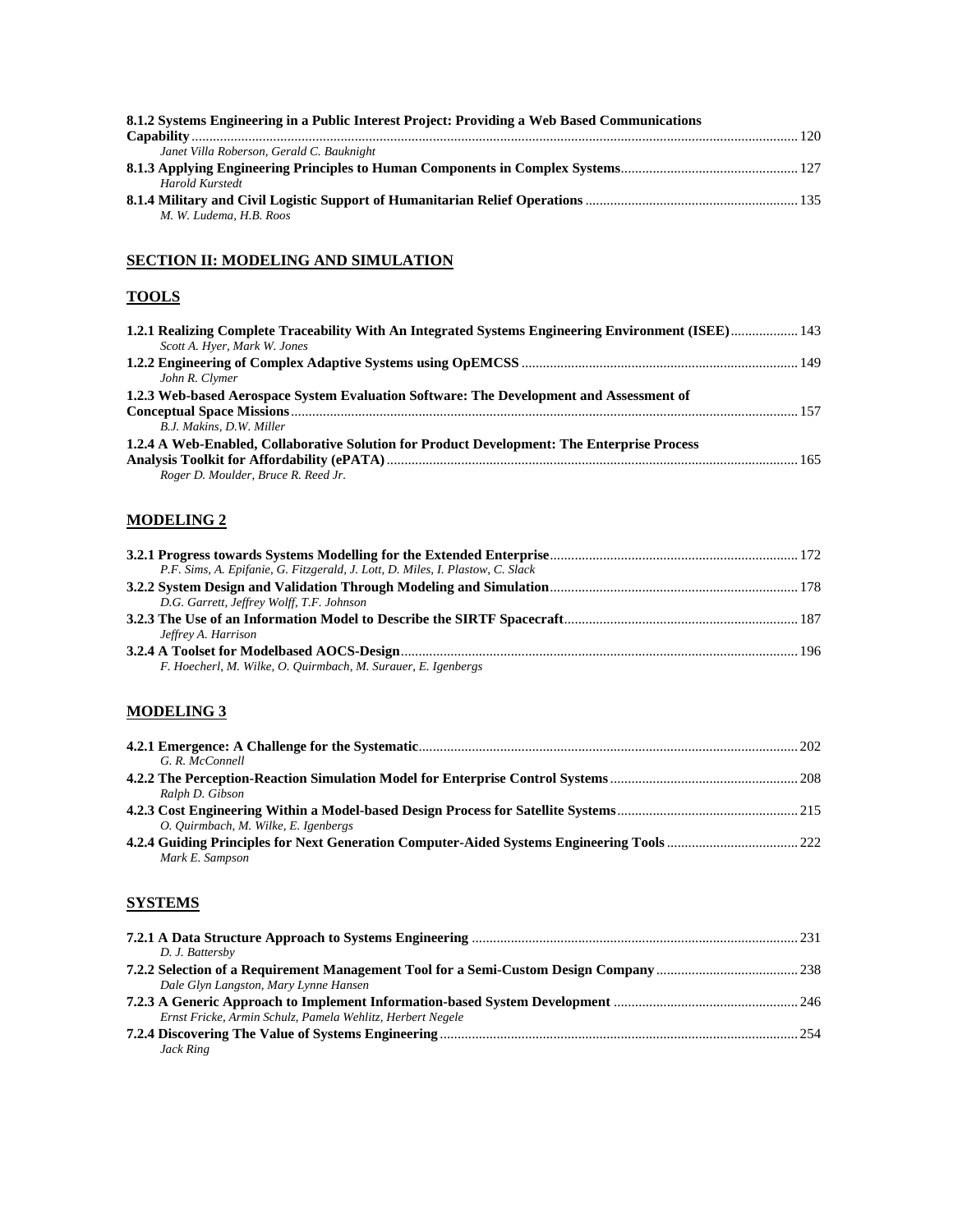**8.1.2 Systems Engineering in a Public Interest Project: Providing a Web Based Communications Capability** ........ 120
*Janet Villa Roberson, Gerald C. Bauknight*

**8.1.3 Applying Engineering Principles to Human Components in Complex Systems** ........ 127
*Harold Kurstedt*

**8.1.4 Military and Civil Logistic Support of Humanitarian Relief Operations** ........ 135
*M. W. Ludema, H.B. Roos*

## SECTION II: MODELING AND SIMULATION

### TOOLS

**1.2.1 Realizing Complete Traceability With An Integrated Systems Engineering Environment (ISEE)** ........ 143
*Scott A. Hyer, Mark W. Jones*

**1.2.2 Engineering of Complex Adaptive Systems using OpEMCSS** ........ 149
*John R. Clymer*

**1.2.3 Web-based Aerospace System Evaluation Software: The Development and Assessment of Conceptual Space Missions** ........ 157
*B.J. Makins, D.W. Miller*

**1.2.4 A Web-Enabled, Collaborative Solution for Product Development: The Enterprise Process Analysis Toolkit for Affordability (ePATA)** ........ 165
*Roger D. Moulder, Bruce R. Reed Jr.*

### MODELING 2

**3.2.1 Progress towards Systems Modelling for the Extended Enterprise** ........ 172
*P.F. Sims, A. Epifanie, G. Fitzgerald, J. Lott, D. Miles, I. Plastow, C. Slack*

**3.2.2 System Design and Validation Through Modeling and Simulation** ........ 178
*D.G. Garrett, Jeffrey Wolff, T.F. Johnson*

**3.2.3 The Use of an Information Model to Describe the SIRTF Spacecraft** ........ 187
*Jeffrey A. Harrison*

**3.2.4 A Toolset for Modelbased AOCS-Design** ........ 196
*F. Hoecherl, M. Wilke, O. Quirmbach, M. Surauer, E. Igenbergs*

### MODELING 3

**4.2.1 Emergence: A Challenge for the Systematic** ........ 202
*G. R. McConnell*

**4.2.2 The Perception-Reaction Simulation Model for Enterprise Control Systems** ........ 208
*Ralph D. Gibson*

**4.2.3 Cost Engineering Within a Model-based Design Process for Satellite Systems** ........ 215
*O. Quirmbach, M. Wilke, E. Igenbergs*

**4.2.4 Guiding Principles for Next Generation Computer-Aided Systems Engineering Tools** ........ 222
*Mark E. Sampson*

### SYSTEMS

**7.2.1 A Data Structure Approach to Systems Engineering** ........ 231
*D. J. Battersby*

**7.2.2 Selection of a Requirement Management Tool for a Semi-Custom Design Company** ........ 238
*Dale Glyn Langston, Mary Lynne Hansen*

**7.2.3 A Generic Approach to Implement Information-based System Development** ........ 246
*Ernst Fricke, Armin Schulz, Pamela Wehlitz, Herbert Negele*

**7.2.4 Discovering The Value of Systems Engineering** ........ 254
*Jack Ring*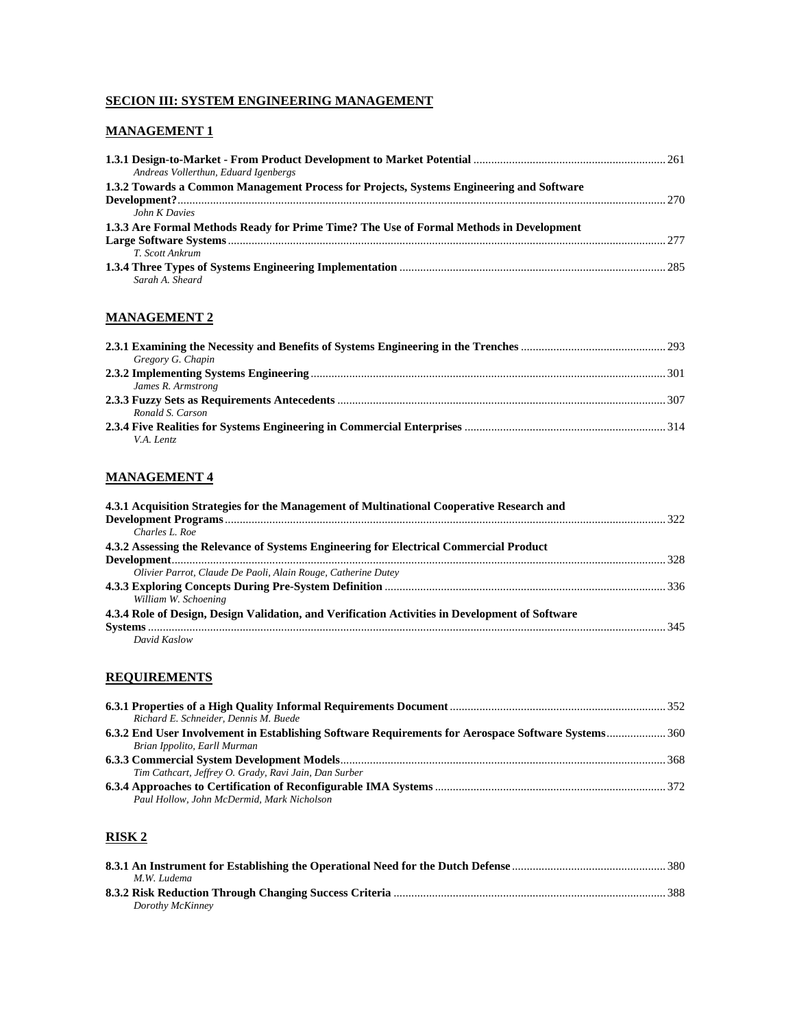## SECION III: SYSTEM ENGINEERING MANAGEMENT

### MANAGEMENT 1

**1.3.1 Design-to-Market - From Product Development to Market Potential** ... 261
*Andreas Vollerthun, Eduard Igenbergs*

**1.3.2 Towards a Common Management Process for Projects, Systems Engineering and Software Development?** ... 270
*John K Davies*

**1.3.3 Are Formal Methods Ready for Prime Time? The Use of Formal Methods in Development Large Software Systems** ... 277
*T. Scott Ankrum*

**1.3.4 Three Types of Systems Engineering Implementation** ... 285
*Sarah A. Sheard*

### MANAGEMENT 2

**2.3.1 Examining the Necessity and Benefits of Systems Engineering in the Trenches** ... 293
*Gregory G. Chapin*

**2.3.2 Implementing Systems Engineering** ... 301
*James R. Armstrong*

**2.3.3 Fuzzy Sets as Requirements Antecedents** ... 307
*Ronald S. Carson*

**2.3.4 Five Realities for Systems Engineering in Commercial Enterprises** ... 314
*V.A. Lentz*

### MANAGEMENT 4

**4.3.1 Acquisition Strategies for the Management of Multinational Cooperative Research and Development Programs** ... 322
*Charles L. Roe*

**4.3.2 Assessing the Relevance of Systems Engineering for Electrical Commercial Product Development** ... 328
*Olivier Parrot, Claude De Paoli, Alain Rouge, Catherine Dutey*

**4.3.3 Exploring Concepts During Pre-System Definition** ... 336
*William W. Schoening*

**4.3.4 Role of Design, Design Validation, and Verification Activities in Development of Software Systems** ... 345
*David Kaslow*

### REQUIREMENTS

**6.3.1 Properties of a High Quality Informal Requirements Document** ... 352
*Richard E. Schneider, Dennis M. Buede*

**6.3.2 End User Involvement in Establishing Software Requirements for Aerospace Software Systems** ... 360
*Brian Ippolito, Earll Murman*

**6.3.3 Commercial System Development Models** ... 368
*Tim Cathcart, Jeffrey O. Grady, Ravi Jain, Dan Surber*

**6.3.4 Approaches to Certification of Reconfigurable IMA Systems** ... 372
*Paul Hollow, John McDermid, Mark Nicholson*

### RISK 2

**8.3.1 An Instrument for Establishing the Operational Need for the Dutch Defense** ... 380
*M.W. Ludema*

**8.3.2 Risk Reduction Through Changing Success Criteria** ... 388
*Dorothy McKinney*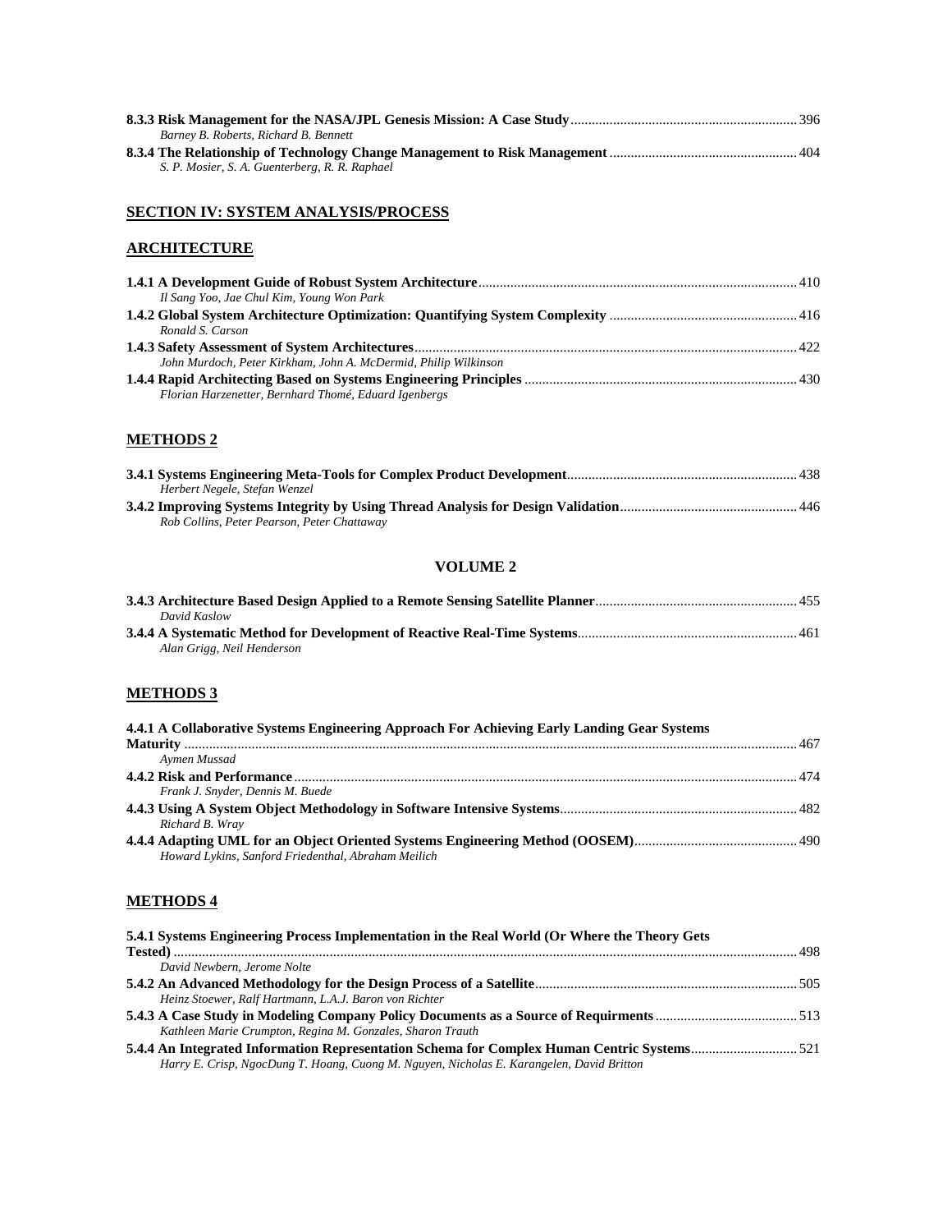**8.3.3 Risk Management for the NASA/JPL Genesis Mission: A Case Study** ............................................................... 396
*Barney B. Roberts, Richard B. Bennett*

**8.3.4 The Relationship of Technology Change Management to Risk Management** .................................................... 404
*S. P. Mosier, S. A. Guenterberg, R. R. Raphael*

## SECTION IV: SYSTEM ANALYSIS/PROCESS

## ARCHITECTURE

**1.4.1 A Development Guide of Robust System Architecture** ......................................................................................... 410
*Il Sang Yoo, Jae Chul Kim, Young Won Park*

**1.4.2 Global System Architecture Optimization: Quantifying System Complexity** .................................................... 416
*Ronald S. Carson*

**1.4.3 Safety Assessment of System Architectures** ........................................................................................................... 422
*John Murdoch, Peter Kirkham, John A. McDermid, Philip Wilkinson*

**1.4.4 Rapid Architecting Based on Systems Engineering Principles** ........................................................................... 430
*Florian Harzenetter, Bernhard Thomé, Eduard Igenbergs*

## METHODS 2

**3.4.1 Systems Engineering Meta-Tools for Complex Product Development** ................................................................ 438
*Herbert Negele, Stefan Wenzel*

**3.4.2 Improving Systems Integrity by Using Thread Analysis for Design Validation** ................................................. 446
*Rob Collins, Peter Pearson, Peter Chattaway*

## VOLUME 2

**3.4.3 Architecture Based Design Applied to a Remote Sensing Satellite Planner** ........................................................ 455
*David Kaslow*

**3.4.4 A Systematic Method for Development of Reactive Real-Time Systems** ............................................................. 461
*Alan Grigg, Neil Henderson*

## METHODS 3

**4.4.1 A Collaborative Systems Engineering Approach For Achieving Early Landing Gear Systems Maturity** ........................................................................................................................................................... 467
*Aymen Mussad*

**4.4.2 Risk and Performance** ............................................................................................................................................. 474
*Frank J. Snyder, Dennis M. Buede*

**4.4.3 Using A System Object Methodology in Software Intensive Systems** .................................................................. 482
*Richard B. Wray*

**4.4.4 Adapting UML for an Object Oriented Systems Engineering Method (OOSEM)** ............................................. 490
*Howard Lykins, Sanford Friedenthal, Abraham Meilich*

## METHODS 4

**5.4.1 Systems Engineering Process Implementation in the Real World (Or Where the Theory Gets Tested)** .............................................................................................................................................................. 498
*David Newbern, Jerome Nolte*

**5.4.2 An Advanced Methodology for the Design Process of a Satellite** ......................................................................... 505
*Heinz Stoewer, Ralf Hartmann, L.A.J. Baron von Richter*

**5.4.3 A Case Study in Modeling Company Policy Documents as a Source of Requirments** ........................................ 513
*Kathleen Marie Crumpton, Regina M. Gonzales, Sharon Trauth*

**5.4.4 An Integrated Information Representation Schema for Complex Human Centric Systems** ............................. 521
*Harry E. Crisp, NgocDung T. Hoang, Cuong M. Nguyen, Nicholas E. Karangelen, David Britton*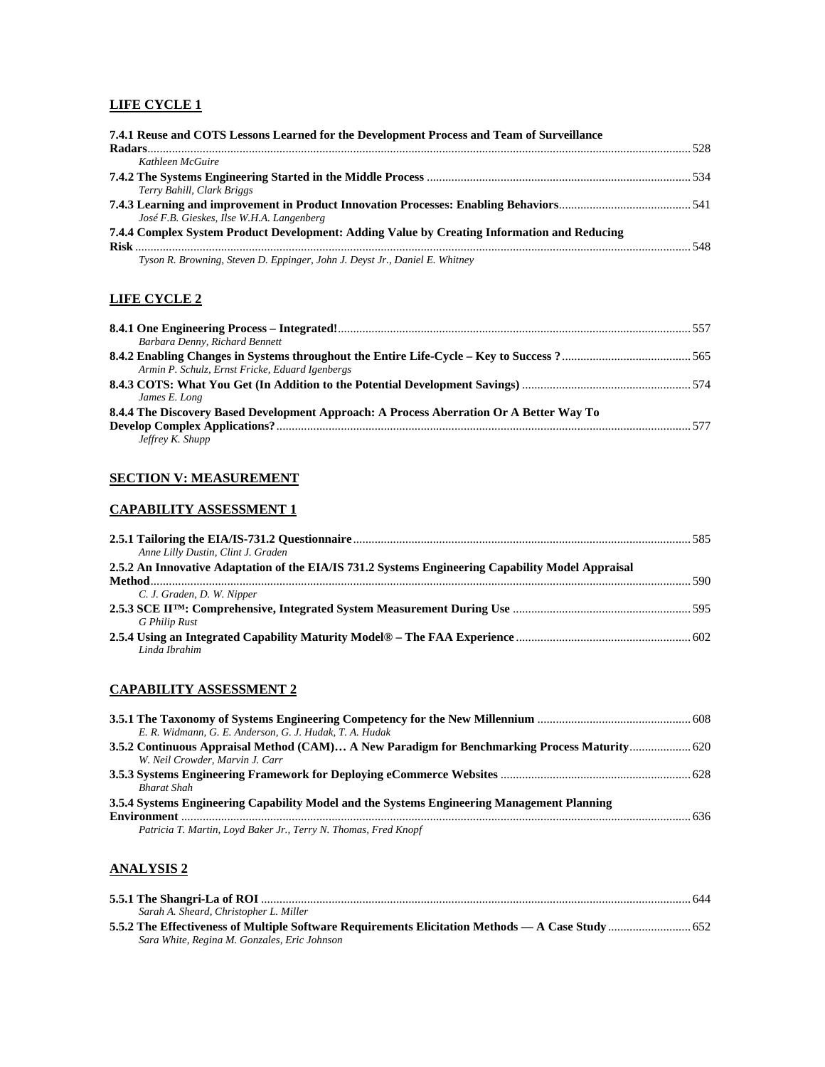## LIFE CYCLE 1

**7.4.1 Reuse and COTS Lessons Learned for the Development Process and Team of Surveillance Radars** ........ 528
*Kathleen McGuire*

**7.4.2 The Systems Engineering Started in the Middle Process** ........ 534
*Terry Bahill, Clark Briggs*

**7.4.3 Learning and improvement in Product Innovation Processes: Enabling Behaviors** ........ 541
*José F.B. Gieskes, Ilse W.H.A. Langenberg*

**7.4.4 Complex System Product Development: Adding Value by Creating Information and Reducing Risk** ........ 548
*Tyson R. Browning, Steven D. Eppinger, John J. Deyst Jr., Daniel E. Whitney*

## LIFE CYCLE 2

**8.4.1 One Engineering Process – Integrated!** ........ 557
*Barbara Denny, Richard Bennett*

**8.4.2 Enabling Changes in Systems throughout the Entire Life-Cycle – Key to Success ?** ........ 565
*Armin P. Schulz, Ernst Fricke, Eduard Igenbergs*

**8.4.3 COTS: What You Get (In Addition to the Potential Development Savings)** ........ 574
*James E. Long*

**8.4.4 The Discovery Based Development Approach: A Process Aberration Or A Better Way To Develop Complex Applications?** ........ 577
*Jeffrey K. Shupp*

## SECTION V: MEASUREMENT

## CAPABILITY ASSESSMENT 1

**2.5.1 Tailoring the EIA/IS-731.2 Questionnaire** ........ 585
*Anne Lilly Dustin, Clint J. Graden*

**2.5.2 An Innovative Adaptation of the EIA/IS 731.2 Systems Engineering Capability Model Appraisal Method** ........ 590
*C. J. Graden, D. W. Nipper*

**2.5.3 SCE II™: Comprehensive, Integrated System Measurement During Use** ........ 595
*G Philip Rust*

**2.5.4 Using an Integrated Capability Maturity Model® – The FAA Experience** ........ 602
*Linda Ibrahim*

## CAPABILITY ASSESSMENT 2

**3.5.1 The Taxonomy of Systems Engineering Competency for the New Millennium** ........ 608
*E. R. Widmann, G. E. Anderson, G. J. Hudak, T. A. Hudak*

**3.5.2 Continuous Appraisal Method (CAM)… A New Paradigm for Benchmarking Process Maturity** ........ 620
*W. Neil Crowder, Marvin J. Carr*

**3.5.3 Systems Engineering Framework for Deploying eCommerce Websites** ........ 628
*Bharat Shah*

**3.5.4 Systems Engineering Capability Model and the Systems Engineering Management Planning Environment** ........ 636
*Patricia T. Martin, Loyd Baker Jr., Terry N. Thomas, Fred Knopf*

## ANALYSIS 2

**5.5.1 The Shangri-La of ROI** ........ 644
*Sarah A. Sheard, Christopher L. Miller*

**5.5.2 The Effectiveness of Multiple Software Requirements Elicitation Methods — A Case Study** ........ 652
*Sara White, Regina M. Gonzales, Eric Johnson*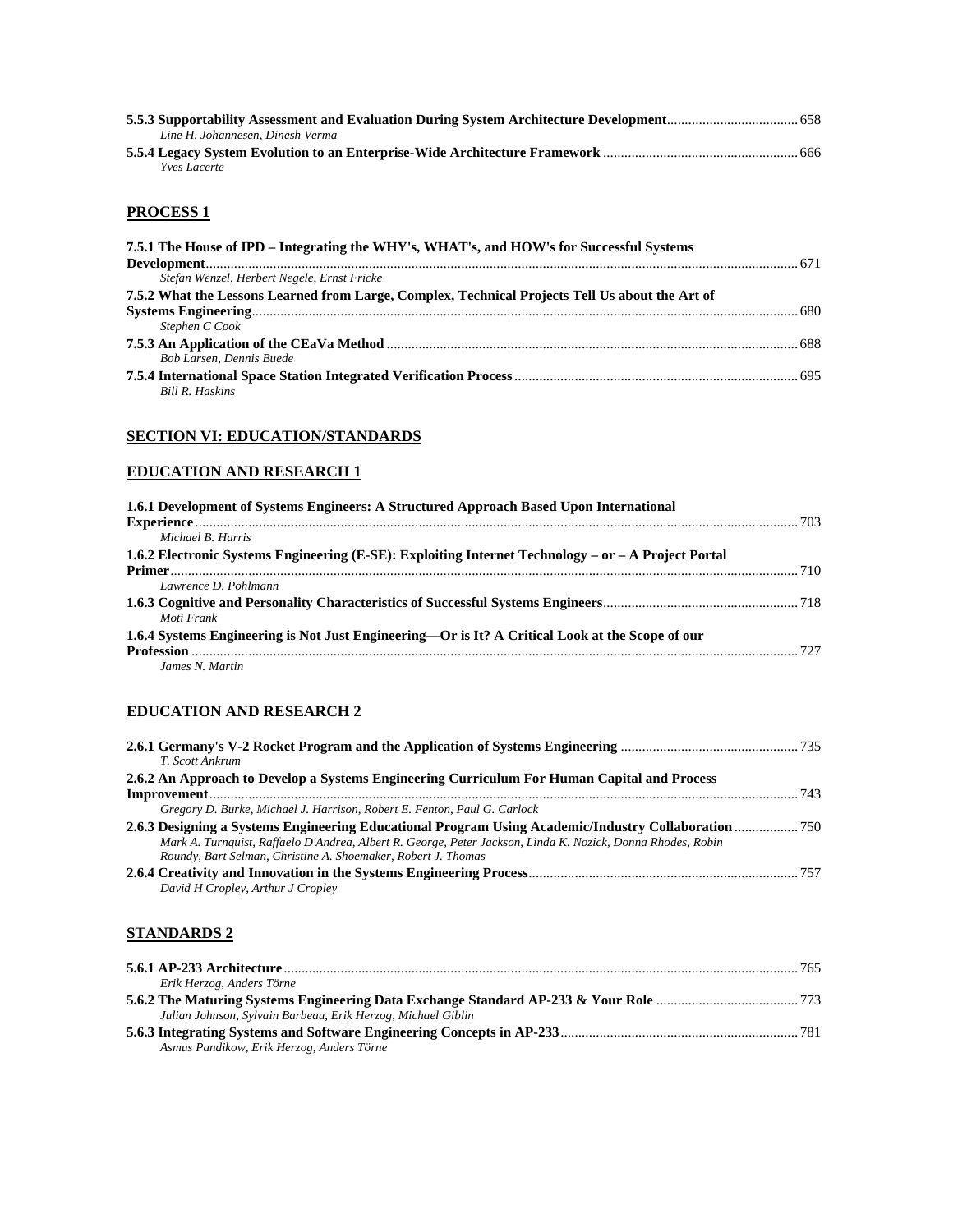**5.5.3 Supportability Assessment and Evaluation During System Architecture Development** .................................... 658
*Line H. Johannesen, Dinesh Verma*

**5.5.4 Legacy System Evolution to an Enterprise-Wide Architecture Framework** ...................................................... 666
*Yves Lacerte*

## PROCESS 1

**7.5.1 The House of IPD – Integrating the WHY's, WHAT's, and HOW's for Successful Systems Development** ..................................................................................................................................................... 671
*Stefan Wenzel, Herbert Negele, Ernst Fricke*

**7.5.2 What the Lessons Learned from Large, Complex, Technical Projects Tell Us about the Art of Systems Engineering** ........................................................................................................................................ 680
*Stephen C Cook*

**7.5.3 An Application of the CEaVa Method** .................................................................................................. 688
*Bob Larsen, Dennis Buede*

**7.5.4 International Space Station Integrated Verification Process** ............................................................................ 695
*Bill R. Haskins*

# SECTION VI: EDUCATION/STANDARDS

## EDUCATION AND RESEARCH 1

**1.6.1 Development of Systems Engineers: A Structured Approach Based Upon International Experience** ........................................................................................................................................ 703
*Michael B. Harris*

**1.6.2 Electronic Systems Engineering (E-SE): Exploiting Internet Technology – or – A Project Portal Primer** ............................................................................................................................................... 710
*Lawrence D. Pohlmann*

**1.6.3 Cognitive and Personality Characteristics of Successful Systems Engineers** ...................................................... 718
*Moti Frank*

**1.6.4 Systems Engineering is Not Just Engineering—Or is It? A Critical Look at the Scope of our Profession** ........................................................................................................................................... 727
*James N. Martin*

## EDUCATION AND RESEARCH 2

**2.6.1 Germany's V-2 Rocket Program and the Application of Systems Engineering** ................................................. 735
*T. Scott Ankrum*

**2.6.2 An Approach to Develop a Systems Engineering Curriculum For Human Capital and Process Improvement** ..................................................................................................................................... 743
*Gregory D. Burke, Michael J. Harrison, Robert E. Fenton, Paul G. Carlock*

**2.6.3 Designing a Systems Engineering Educational Program Using Academic/Industry Collaboration** ................. 750
*Mark A. Turnquist, Raffaelo D'Andrea, Albert R. George, Peter Jackson, Linda K. Nozick, Donna Rhodes, Robin Roundy, Bart Selman, Christine A. Shoemaker, Robert J. Thomas*

**2.6.4 Creativity and Innovation in the Systems Engineering Process** ........................................................................... 757
*David H Cropley, Arthur J Cropley*

## STANDARDS 2

**5.6.1 AP-233 Architecture** ............................................................................................................................... 765
*Erik Herzog, Anders Törne*

**5.6.2 The Maturing Systems Engineering Data Exchange Standard AP-233 & Your Role** ....................................... 773
*Julian Johnson, Sylvain Barbeau, Erik Herzog, Michael Giblin*

**5.6.3 Integrating Systems and Software Engineering Concepts in AP-233** .................................................................. 781
*Asmus Pandikow, Erik Herzog, Anders Törne*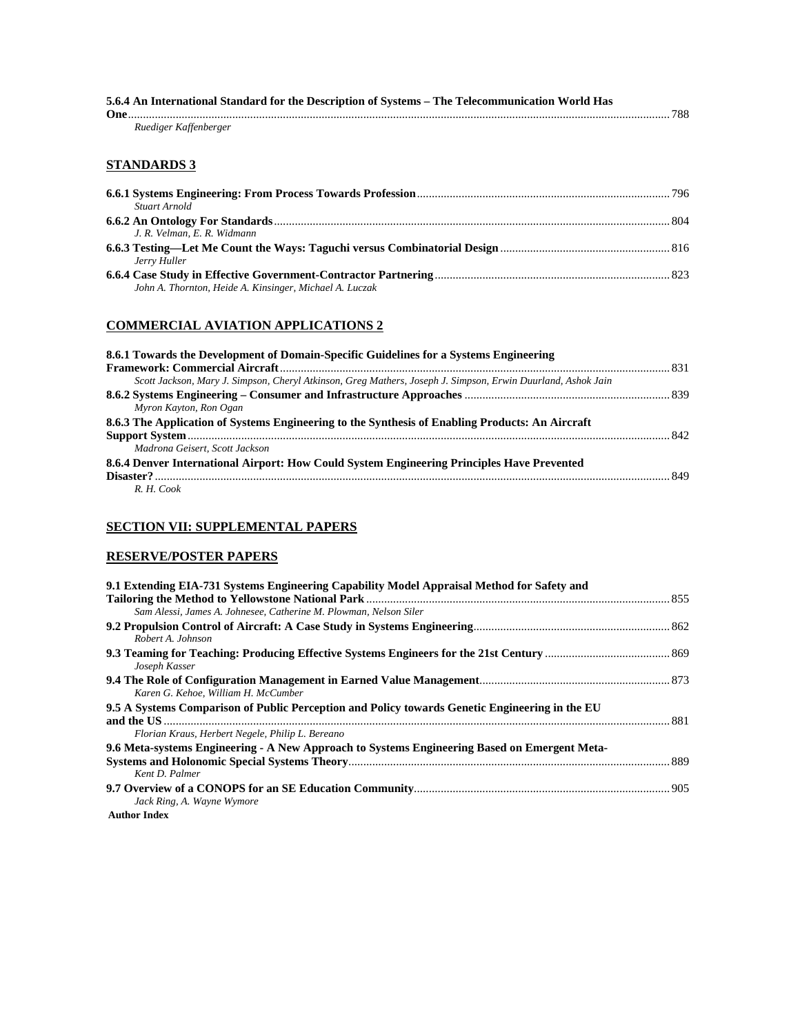**5.6.4 An International Standard for the Description of Systems – The Telecommunication World Has One** ........ 788
*Ruediger Kaffenberger*

## STANDARDS 3

**6.6.1 Systems Engineering: From Process Towards Profession** ........ 796
*Stuart Arnold*

**6.6.2 An Ontology For Standards** ........ 804
*J. R. Velman, E. R. Widmann*

**6.6.3 Testing—Let Me Count the Ways: Taguchi versus Combinatorial Design** ........ 816
*Jerry Huller*

**6.6.4 Case Study in Effective Government-Contractor Partnering** ........ 823
*John A. Thornton, Heide A. Kinsinger, Michael A. Luczak*

## COMMERCIAL AVIATION APPLICATIONS 2

**8.6.1 Towards the Development of Domain-Specific Guidelines for a Systems Engineering Framework: Commercial Aircraft** ........ 831
*Scott Jackson, Mary J. Simpson, Cheryl Atkinson, Greg Mathers, Joseph J. Simpson, Erwin Duurland, Ashok Jain*

**8.6.2 Systems Engineering – Consumer and Infrastructure Approaches** ........ 839
*Myron Kayton, Ron Ogan*

**8.6.3 The Application of Systems Engineering to the Synthesis of Enabling Products: An Aircraft Support System** ........ 842
*Madrona Geisert, Scott Jackson*

**8.6.4 Denver International Airport: How Could System Engineering Principles Have Prevented Disaster?** ........ 849
*R. H. Cook*

## SECTION VII: SUPPLEMENTAL PAPERS

## RESERVE/POSTER PAPERS

**9.1 Extending EIA-731 Systems Engineering Capability Model Appraisal Method for Safety and Tailoring the Method to Yellowstone National Park** ........ 855
*Sam Alessi, James A. Johnesee, Catherine M. Plowman, Nelson Siler*

**9.2 Propulsion Control of Aircraft: A Case Study in Systems Engineering** ........ 862
*Robert A. Johnson*

**9.3 Teaming for Teaching: Producing Effective Systems Engineers for the 21st Century** ........ 869
*Joseph Kasser*

**9.4 The Role of Configuration Management in Earned Value Management** ........ 873
*Karen G. Kehoe, William H. McCumber*

**9.5 A Systems Comparison of Public Perception and Policy towards Genetic Engineering in the EU and the US** ........ 881
*Florian Kraus, Herbert Negele, Philip L. Bereano*

**9.6 Meta-systems Engineering - A New Approach to Systems Engineering Based on Emergent Meta-Systems and Holonomic Special Systems Theory** ........ 889
*Kent D. Palmer*

**9.7 Overview of a CONOPS for an SE Education Community** ........ 905
*Jack Ring, A. Wayne Wymore*

**Author Index**